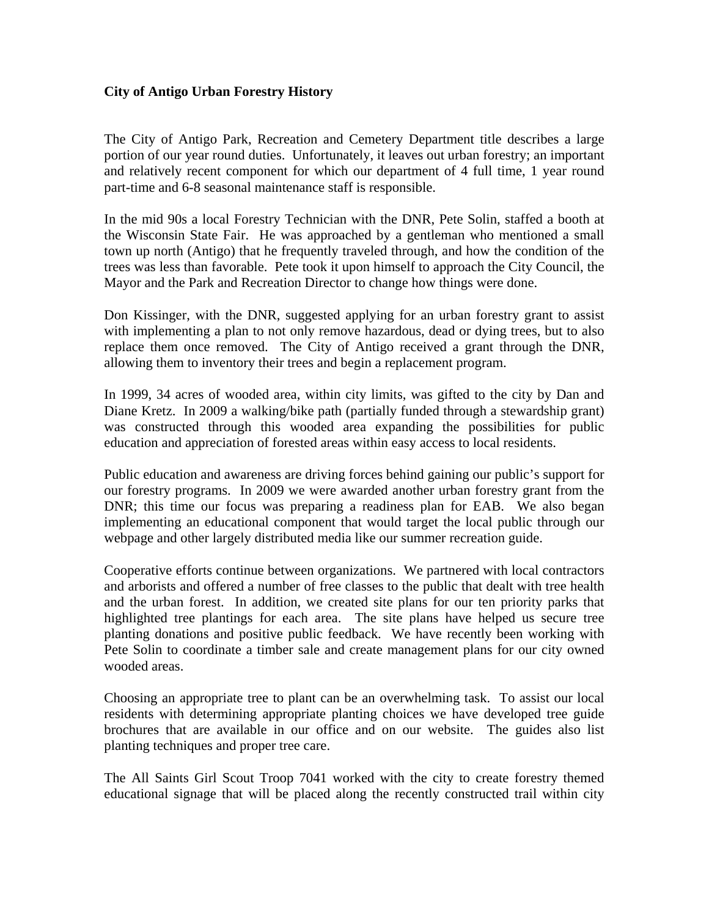**City of Antigo Urban Forestry History**

The City of Antigo Park, Recreation and Cemetery Department title describes a large portion of our year round duties. Unfortunately, it leaves out urban forestry; an important and relatively recent component for which our department of 4 full time, 1 year round part-time and 6-8 seasonal maintenance staff is responsible.

In the mid 90s a local Forestry Technician with the DNR, Pete Solin, staffed a booth at the Wisconsin State Fair. He was approached by a gentleman who mentioned a small town up north (Antigo) that he frequently traveled through, and how the condition of the trees was less than favorable. Pete took it upon himself to approach the City Council, the Mayor and the Park and Recreation Director to change how things were done.

Don Kissinger, with the DNR, suggested applying for an urban forestry grant to assist with implementing a plan to not only remove hazardous, dead or dying trees, but to also replace them once removed. The City of Antigo received a grant through the DNR, allowing them to inventory their trees and begin a replacement program.

In 1999, 34 acres of wooded area, within city limits, was gifted to the city by Dan and Diane Kretz. In 2009 a walking/bike path (partially funded through a stewardship grant) was constructed through this wooded area expanding the possibilities for public education and appreciation of forested areas within easy access to local residents.

Public education and awareness are driving forces behind gaining our public's support for our forestry programs. In 2009 we were awarded another urban forestry grant from the DNR; this time our focus was preparing a readiness plan for EAB. We also began implementing an educational component that would target the local public through our webpage and other largely distributed media like our summer recreation guide.

Cooperative efforts continue between organizations. We partnered with local contractors and arborists and offered a number of free classes to the public that dealt with tree health and the urban forest. In addition, we created site plans for our ten priority parks that highlighted tree plantings for each area. The site plans have helped us secure tree planting donations and positive public feedback. We have recently been working with Pete Solin to coordinate a timber sale and create management plans for our city owned wooded areas.

Choosing an appropriate tree to plant can be an overwhelming task. To assist our local residents with determining appropriate planting choices we have developed tree guide brochures that are available in our office and on our website. The guides also list planting techniques and proper tree care.

The All Saints Girl Scout Troop 7041 worked with the city to create forestry themed educational signage that will be placed along the recently constructed trail within city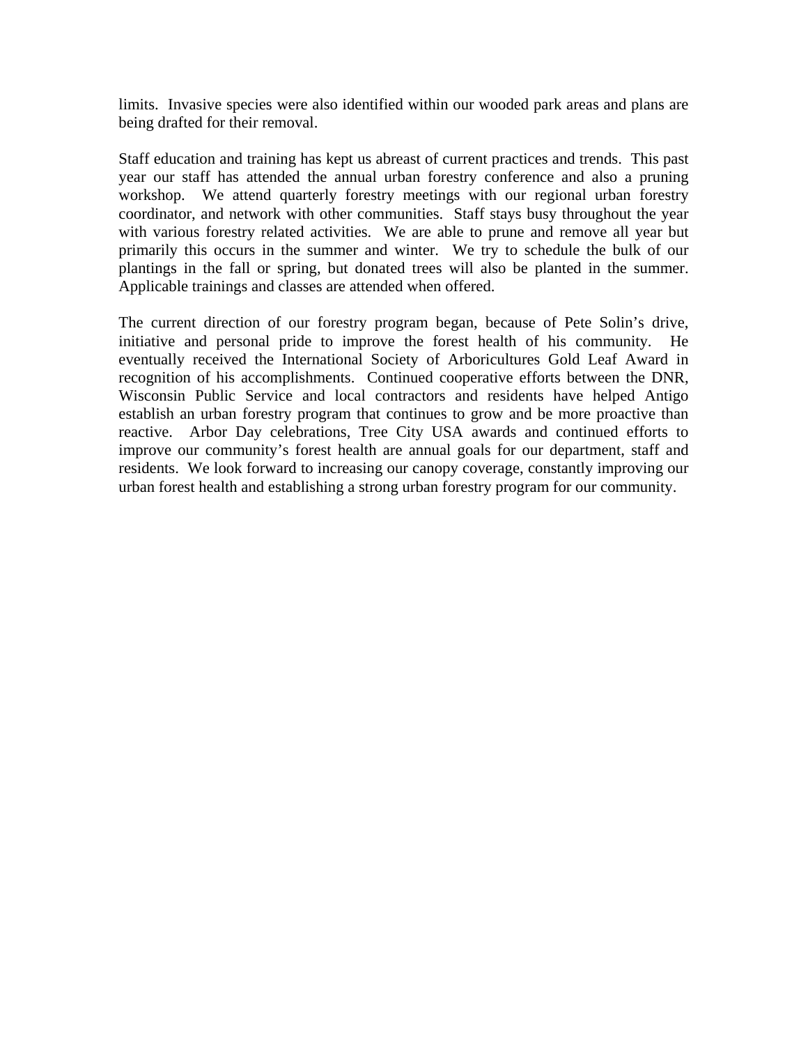limits.  Invasive species were also identified within our wooded park areas and plans are being drafted for their removal.

Staff education and training has kept us abreast of current practices and trends.  This past year our staff has attended the annual urban forestry conference and also a pruning workshop.  We attend quarterly forestry meetings with our regional urban forestry coordinator, and network with other communities.  Staff stays busy throughout the year with various forestry related activities.  We are able to prune and remove all year but primarily this occurs in the summer and winter.  We try to schedule the bulk of our plantings in the fall or spring, but donated trees will also be planted in the summer.  Applicable trainings and classes are attended when offered.

The current direction of our forestry program began, because of Pete Solin's drive, initiative and personal pride to improve the forest health of his community.  He eventually received the International Society of Arboricultures Gold Leaf Award in recognition of his accomplishments.  Continued cooperative efforts between the DNR, Wisconsin Public Service and local contractors and residents have helped Antigo establish an urban forestry program that continues to grow and be more proactive than reactive.  Arbor Day celebrations, Tree City USA awards and continued efforts to improve our community's forest health are annual goals for our department, staff and residents.  We look forward to increasing our canopy coverage, constantly improving our urban forest health and establishing a strong urban forestry program for our community.